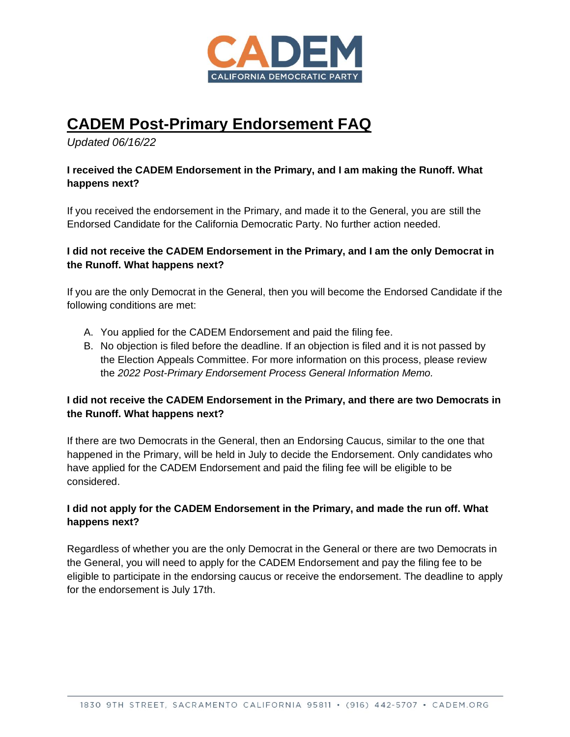CADEM
CALIFORNIA DEMOCRATIC PARTY

# CADEM Post-Primary Endorsement FAQ

*Updated 06/16/22*

**I received the CADEM Endorsement in the Primary, and I am making the Runoff. What happens next?**

If you received the endorsement in the Primary, and made it to the General, you are still the Endorsed Candidate for the California Democratic Party. No further action needed.

**I did not receive the CADEM Endorsement in the Primary, and I am the only Democrat in the Runoff. What happens next?**

If you are the only Democrat in the General, then you will become the Endorsed Candidate if the following conditions are met:

A. You applied for the CADEM Endorsement and paid the filing fee.
B. No objection is filed before the deadline. If an objection is filed and it is not passed by the Election Appeals Committee. For more information on this process, please review the *2022 Post-Primary Endorsement Process General Information Memo.*

**I did not receive the CADEM Endorsement in the Primary, and there are two Democrats in the Runoff. What happens next?**

If there are two Democrats in the General, then an Endorsing Caucus, similar to the one that happened in the Primary, will be held in July to decide the Endorsement. Only candidates who have applied for the CADEM Endorsement and paid the filing fee will be eligible to be considered.

**I did not apply for the CADEM Endorsement in the Primary, and made the run off. What happens next?**

Regardless of whether you are the only Democrat in the General or there are two Democrats in the General, you will need to apply for the CADEM Endorsement and pay the filing fee to be eligible to participate in the endorsing caucus or receive the endorsement. The deadline to apply for the endorsement is July 17th.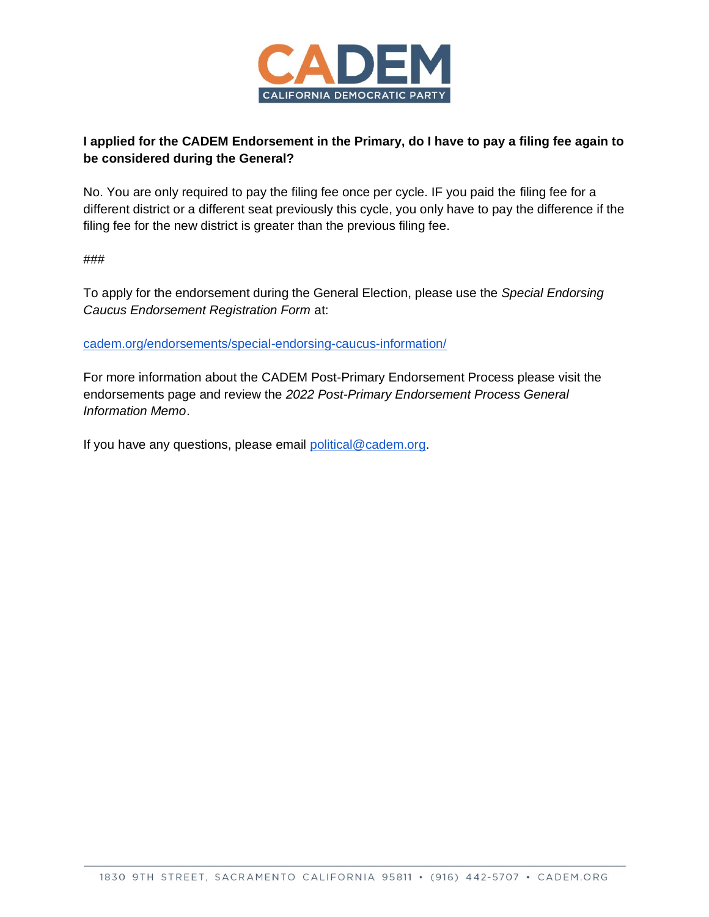**I applied for the CADEM Endorsement in the Primary, do I have to pay a filing fee again to be considered during the General?**

No. You are only required to pay the filing fee once per cycle. IF you paid the filing fee for a different district or a different seat previously this cycle, you only have to pay the difference if the filing fee for the new district is greater than the previous filing fee.

###

To apply for the endorsement during the General Election, please use the *Special Endorsing Caucus Endorsement Registration Form* at:

[cadem.org/endorsements/special-endorsing-caucus-information/](https://cadem.org/endorsements/special-endorsing-caucus-information/)

For more information about the CADEM Post-Primary Endorsement Process please visit the endorsements page and review the *2022 Post-Primary Endorsement Process General Information Memo*.

If you have any questions, please email [political@cadem.org](mailto:political@cadem.org).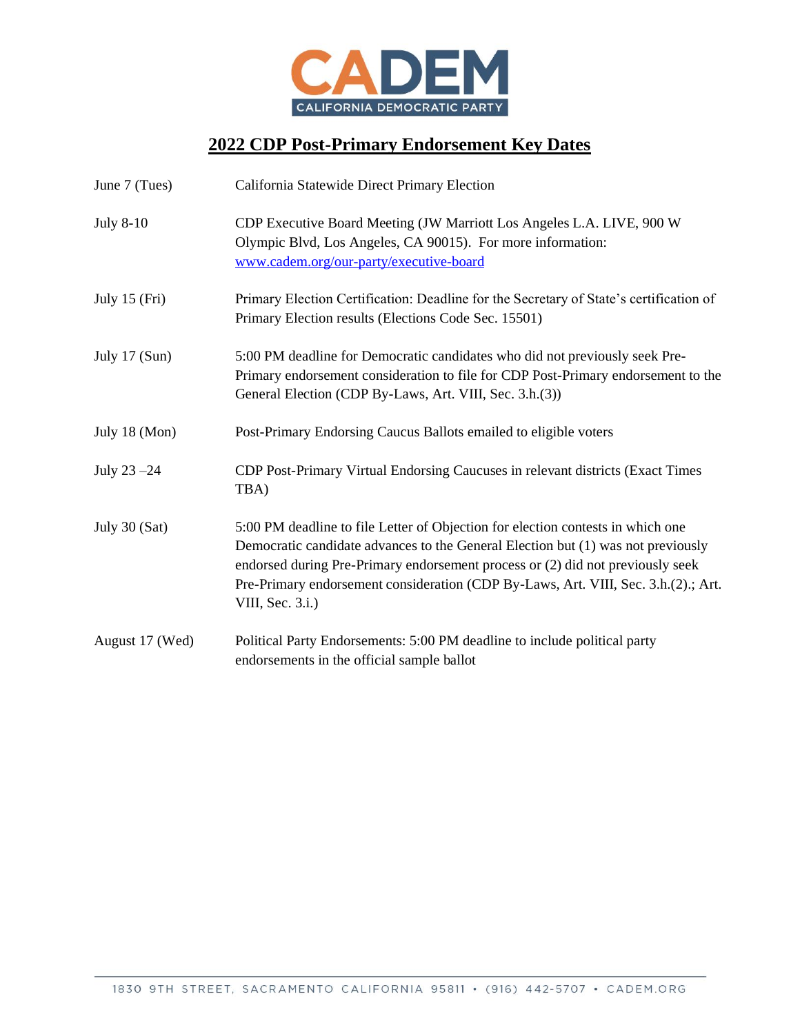# 2022 CDP Post-Primary Endorsement Key Dates

| | |
|---|---|
| June 7 (Tues) | California Statewide Direct Primary Election |
| July 8-10 | CDP Executive Board Meeting (JW Marriott Los Angeles L.A. LIVE, 900 W Olympic Blvd, Los Angeles, CA 90015). For more information: [www.cadem.org/our-party/executive-board](www.cadem.org/our-party/executive-board) |
| July 15 (Fri) | Primary Election Certification: Deadline for the Secretary of State's certification of Primary Election results (Elections Code Sec. 15501) |
| July 17 (Sun) | 5:00 PM deadline for Democratic candidates who did not previously seek Pre-Primary endorsement consideration to file for CDP Post-Primary endorsement to the General Election (CDP By-Laws, Art. VIII, Sec. 3.h.(3)) |
| July 18 (Mon) | Post-Primary Endorsing Caucus Ballots emailed to eligible voters |
| July 23 –24 | CDP Post-Primary Virtual Endorsing Caucuses in relevant districts (Exact Times TBA) |
| July 30 (Sat) | 5:00 PM deadline to file Letter of Objection for election contests in which one Democratic candidate advances to the General Election but (1) was not previously endorsed during Pre-Primary endorsement process or (2) did not previously seek Pre-Primary endorsement consideration (CDP By-Laws, Art. VIII, Sec. 3.h.(2).; Art. VIII, Sec. 3.i.) |
| August 17 (Wed) | Political Party Endorsements: 5:00 PM deadline to include political party endorsements in the official sample ballot |